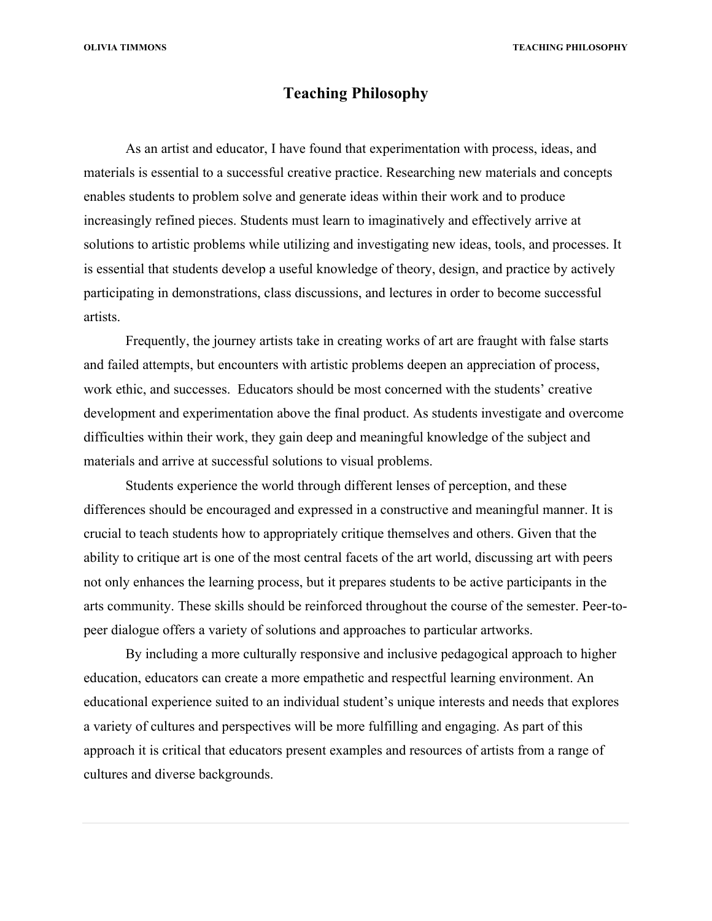# Teaching Philosophy

As an artist and educator, I have found that experimentation with process, ideas, and materials is essential to a successful creative practice. Researching new materials and concepts enables students to problem solve and generate ideas within their work and to produce increasingly refined pieces. Students must learn to imaginatively and effectively arrive at solutions to artistic problems while utilizing and investigating new ideas, tools, and processes. It is essential that students develop a useful knowledge of theory, design, and practice by actively participating in demonstrations, class discussions, and lectures in order to become successful artists.

Frequently, the journey artists take in creating works of art are fraught with false starts and failed attempts, but encounters with artistic problems deepen an appreciation of process, work ethic, and successes. Educators should be most concerned with the students' creative development and experimentation above the final product. As students investigate and overcome difficulties within their work, they gain deep and meaningful knowledge of the subject and materials and arrive at successful solutions to visual problems.

Students experience the world through different lenses of perception, and these differences should be encouraged and expressed in a constructive and meaningful manner. It is crucial to teach students how to appropriately critique themselves and others. Given that the ability to critique art is one of the most central facets of the art world, discussing art with peers not only enhances the learning process, but it prepares students to be active participants in the arts community. These skills should be reinforced throughout the course of the semester. Peer-to-peer dialogue offers a variety of solutions and approaches to particular artworks.

By including a more culturally responsive and inclusive pedagogical approach to higher education, educators can create a more empathetic and respectful learning environment. An educational experience suited to an individual student's unique interests and needs that explores a variety of cultures and perspectives will be more fulfilling and engaging. As part of this approach it is critical that educators present examples and resources of artists from a range of cultures and diverse backgrounds.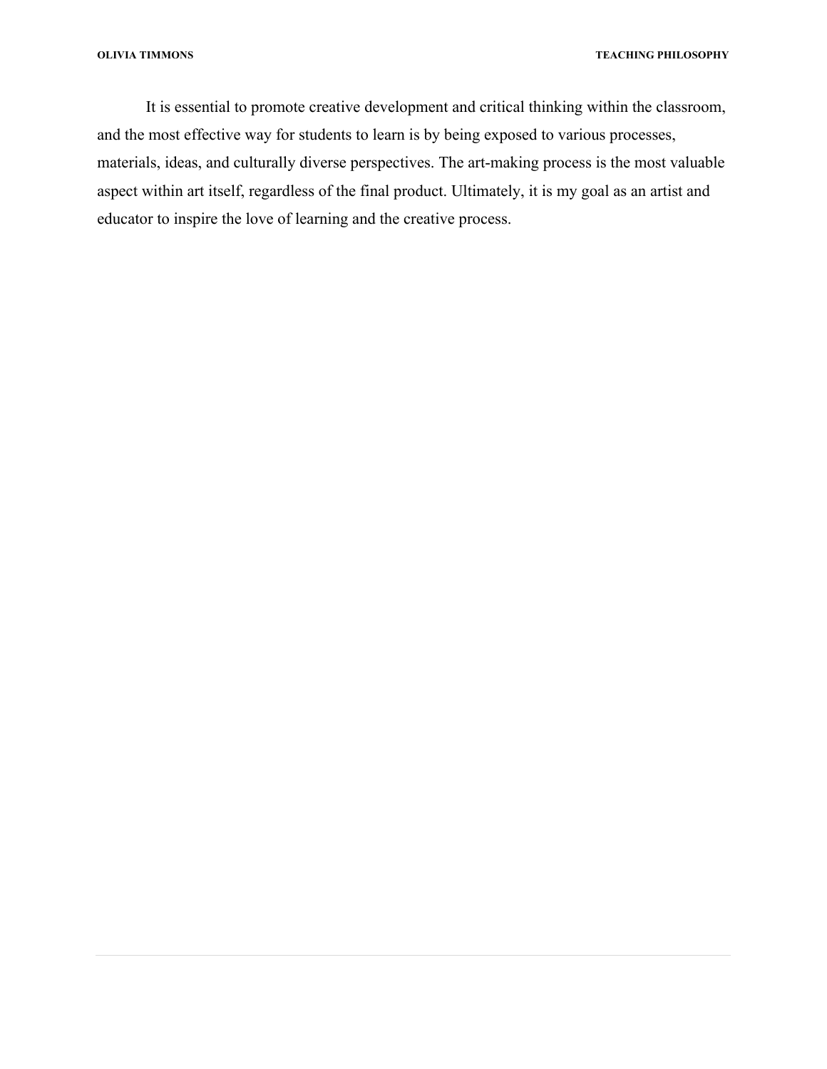It is essential to promote creative development and critical thinking within the classroom, and the most effective way for students to learn is by being exposed to various processes, materials, ideas, and culturally diverse perspectives. The art-making process is the most valuable aspect within art itself, regardless of the final product. Ultimately, it is my goal as an artist and educator to inspire the love of learning and the creative process.